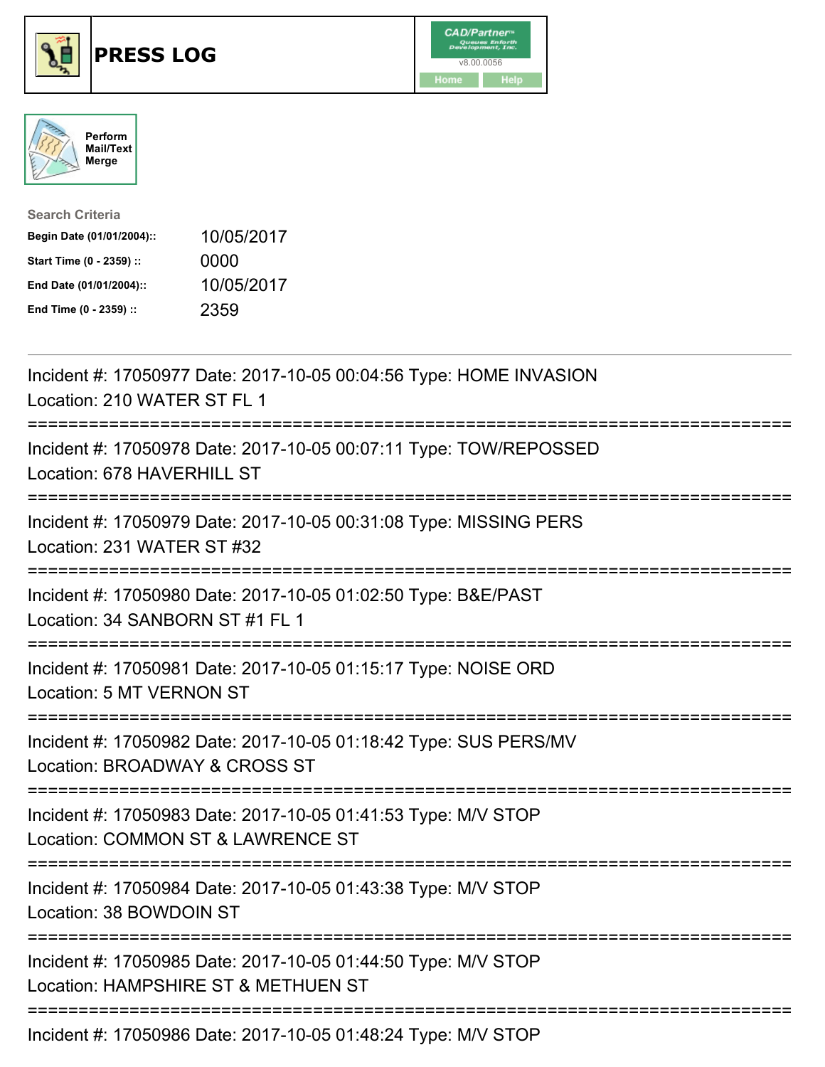# PRESS LOG

CAD/Partner™
v8.00.0056
Home Help

Perform Mail/Text Merge

Search Criteria

| | |
|---|---|
| **Begin Date (01/01/2004)::** | 10/05/2017 |
| **Start Time (0 - 2359) ::** | 0000 |
| **End Date (01/01/2004)::** | 10/05/2017 |
| **End Time (0 - 2359) ::** | 2359 |

Incident #: 17050977 Date: 2017-10-05 00:04:56 Type: HOME INVASION
Location: 210 WATER ST FL 1

===========================================================================

Incident #: 17050978 Date: 2017-10-05 00:07:11 Type: TOW/REPOSSED
Location: 678 HAVERHILL ST

===========================================================================

Incident #: 17050979 Date: 2017-10-05 00:31:08 Type: MISSING PERS
Location: 231 WATER ST #32

===========================================================================

Incident #: 17050980 Date: 2017-10-05 01:02:50 Type: B&E/PAST
Location: 34 SANBORN ST #1 FL 1

===========================================================================

Incident #: 17050981 Date: 2017-10-05 01:15:17 Type: NOISE ORD
Location: 5 MT VERNON ST

===========================================================================

Incident #: 17050982 Date: 2017-10-05 01:18:42 Type: SUS PERS/MV
Location: BROADWAY & CROSS ST

===========================================================================

Incident #: 17050983 Date: 2017-10-05 01:41:53 Type: M/V STOP
Location: COMMON ST & LAWRENCE ST

===========================================================================

Incident #: 17050984 Date: 2017-10-05 01:43:38 Type: M/V STOP
Location: 38 BOWDOIN ST

===========================================================================

Incident #: 17050985 Date: 2017-10-05 01:44:50 Type: M/V STOP
Location: HAMPSHIRE ST & METHUEN ST

===========================================================================

Incident #: 17050986 Date: 2017-10-05 01:48:24 Type: M/V STOP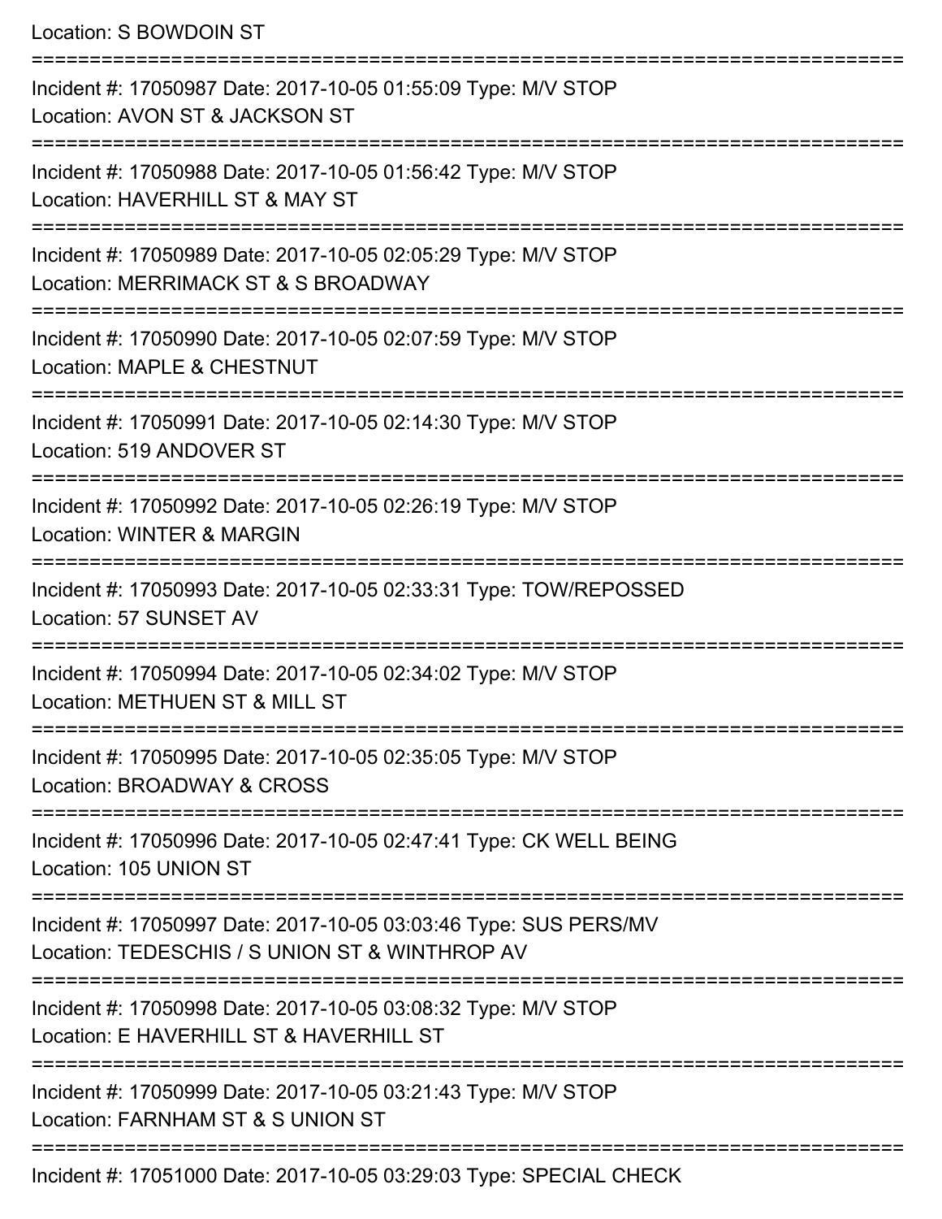Location: S BOWDOIN ST

===========================================================================

Incident #: 17050987 Date: 2017-10-05 01:55:09 Type: M/V STOP
Location: AVON ST & JACKSON ST

===========================================================================

Incident #: 17050988 Date: 2017-10-05 01:56:42 Type: M/V STOP
Location: HAVERHILL ST & MAY ST

===========================================================================

Incident #: 17050989 Date: 2017-10-05 02:05:29 Type: M/V STOP
Location: MERRIMACK ST & S BROADWAY

===========================================================================

Incident #: 17050990 Date: 2017-10-05 02:07:59 Type: M/V STOP
Location: MAPLE & CHESTNUT

===========================================================================

Incident #: 17050991 Date: 2017-10-05 02:14:30 Type: M/V STOP
Location: 519 ANDOVER ST

===========================================================================

Incident #: 17050992 Date: 2017-10-05 02:26:19 Type: M/V STOP
Location: WINTER & MARGIN

===========================================================================

Incident #: 17050993 Date: 2017-10-05 02:33:31 Type: TOW/REPOSSED
Location: 57 SUNSET AV

===========================================================================

Incident #: 17050994 Date: 2017-10-05 02:34:02 Type: M/V STOP
Location: METHUEN ST & MILL ST

===========================================================================

Incident #: 17050995 Date: 2017-10-05 02:35:05 Type: M/V STOP
Location: BROADWAY & CROSS

===========================================================================

Incident #: 17050996 Date: 2017-10-05 02:47:41 Type: CK WELL BEING
Location: 105 UNION ST

===========================================================================

Incident #: 17050997 Date: 2017-10-05 03:03:46 Type: SUS PERS/MV
Location: TEDESCHIS / S UNION ST & WINTHROP AV

===========================================================================

Incident #: 17050998 Date: 2017-10-05 03:08:32 Type: M/V STOP
Location: E HAVERHILL ST & HAVERHILL ST

===========================================================================

Incident #: 17050999 Date: 2017-10-05 03:21:43 Type: M/V STOP
Location: FARNHAM ST & S UNION ST

===========================================================================

Incident #: 17051000 Date: 2017-10-05 03:29:03 Type: SPECIAL CHECK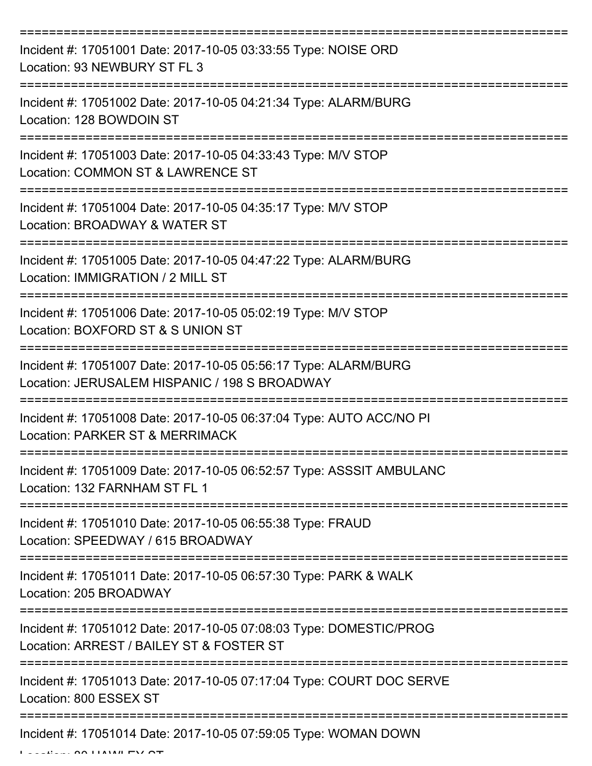===========================================================================

Incident #: 17051001 Date: 2017-10-05 03:33:55 Type: NOISE ORD
Location: 93 NEWBURY ST FL 3

===========================================================================

Incident #: 17051002 Date: 2017-10-05 04:21:34 Type: ALARM/BURG
Location: 128 BOWDOIN ST

===========================================================================

Incident #: 17051003 Date: 2017-10-05 04:33:43 Type: M/V STOP
Location: COMMON ST & LAWRENCE ST

===========================================================================

Incident #: 17051004 Date: 2017-10-05 04:35:17 Type: M/V STOP
Location: BROADWAY & WATER ST

===========================================================================

Incident #: 17051005 Date: 2017-10-05 04:47:22 Type: ALARM/BURG
Location: IMMIGRATION / 2 MILL ST

===========================================================================

Incident #: 17051006 Date: 2017-10-05 05:02:19 Type: M/V STOP
Location: BOXFORD ST & S UNION ST

===========================================================================

Incident #: 17051007 Date: 2017-10-05 05:56:17 Type: ALARM/BURG
Location: JERUSALEM HISPANIC / 198 S BROADWAY

===========================================================================

Incident #: 17051008 Date: 2017-10-05 06:37:04 Type: AUTO ACC/NO PI
Location: PARKER ST & MERRIMACK

===========================================================================

Incident #: 17051009 Date: 2017-10-05 06:52:57 Type: ASSSIT AMBULANC
Location: 132 FARNHAM ST FL 1

===========================================================================

Incident #: 17051010 Date: 2017-10-05 06:55:38 Type: FRAUD
Location: SPEEDWAY / 615 BROADWAY

===========================================================================

Incident #: 17051011 Date: 2017-10-05 06:57:30 Type: PARK & WALK
Location: 205 BROADWAY

===========================================================================

Incident #: 17051012 Date: 2017-10-05 07:08:03 Type: DOMESTIC/PROG
Location: ARREST / BAILEY ST & FOSTER ST

===========================================================================

Incident #: 17051013 Date: 2017-10-05 07:17:04 Type: COURT DOC SERVE
Location: 800 ESSEX ST

===========================================================================

Incident #: 17051014 Date: 2017-10-05 07:59:05 Type: WOMAN DOWN
Location: 80 HAWLEY ST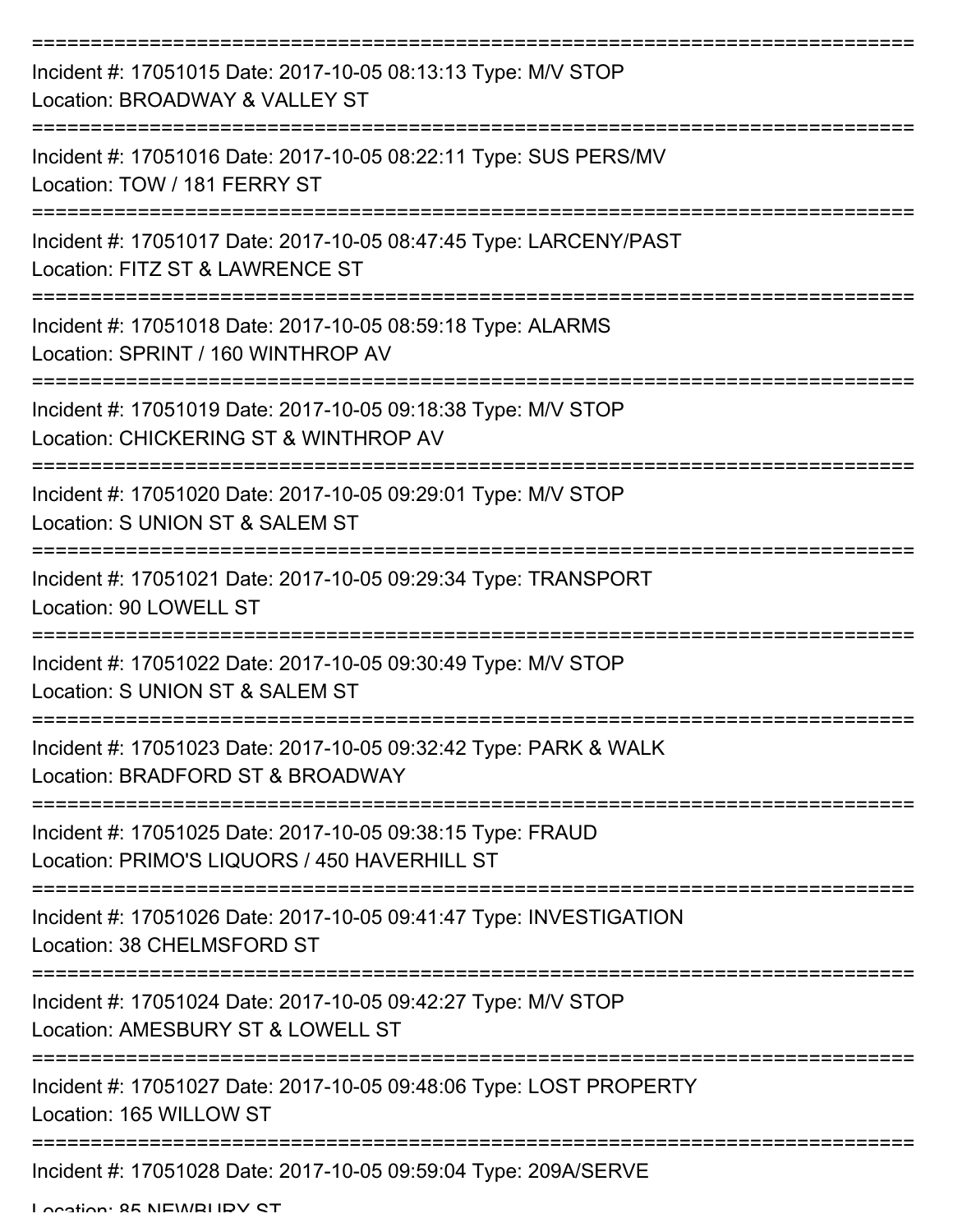===========================================================================

Incident #: 17051015 Date: 2017-10-05 08:13:13 Type: M/V STOP
Location: BROADWAY & VALLEY ST

===========================================================================

Incident #: 17051016 Date: 2017-10-05 08:22:11 Type: SUS PERS/MV
Location: TOW / 181 FERRY ST

===========================================================================

Incident #: 17051017 Date: 2017-10-05 08:47:45 Type: LARCENY/PAST
Location: FITZ ST & LAWRENCE ST

===========================================================================

Incident #: 17051018 Date: 2017-10-05 08:59:18 Type: ALARMS
Location: SPRINT / 160 WINTHROP AV

===========================================================================

Incident #: 17051019 Date: 2017-10-05 09:18:38 Type: M/V STOP
Location: CHICKERING ST & WINTHROP AV

===========================================================================

Incident #: 17051020 Date: 2017-10-05 09:29:01 Type: M/V STOP
Location: S UNION ST & SALEM ST

===========================================================================

Incident #: 17051021 Date: 2017-10-05 09:29:34 Type: TRANSPORT
Location: 90 LOWELL ST

===========================================================================

Incident #: 17051022 Date: 2017-10-05 09:30:49 Type: M/V STOP
Location: S UNION ST & SALEM ST

===========================================================================

Incident #: 17051023 Date: 2017-10-05 09:32:42 Type: PARK & WALK
Location: BRADFORD ST & BROADWAY

===========================================================================

Incident #: 17051025 Date: 2017-10-05 09:38:15 Type: FRAUD
Location: PRIMO'S LIQUORS / 450 HAVERHILL ST

===========================================================================

Incident #: 17051026 Date: 2017-10-05 09:41:47 Type: INVESTIGATION
Location: 38 CHELMSFORD ST

===========================================================================

Incident #: 17051024 Date: 2017-10-05 09:42:27 Type: M/V STOP
Location: AMESBURY ST & LOWELL ST

===========================================================================

Incident #: 17051027 Date: 2017-10-05 09:48:06 Type: LOST PROPERTY
Location: 165 WILLOW ST

===========================================================================

Incident #: 17051028 Date: 2017-10-05 09:59:04 Type: 209A/SERVE
Location: 85 NEWBURY ST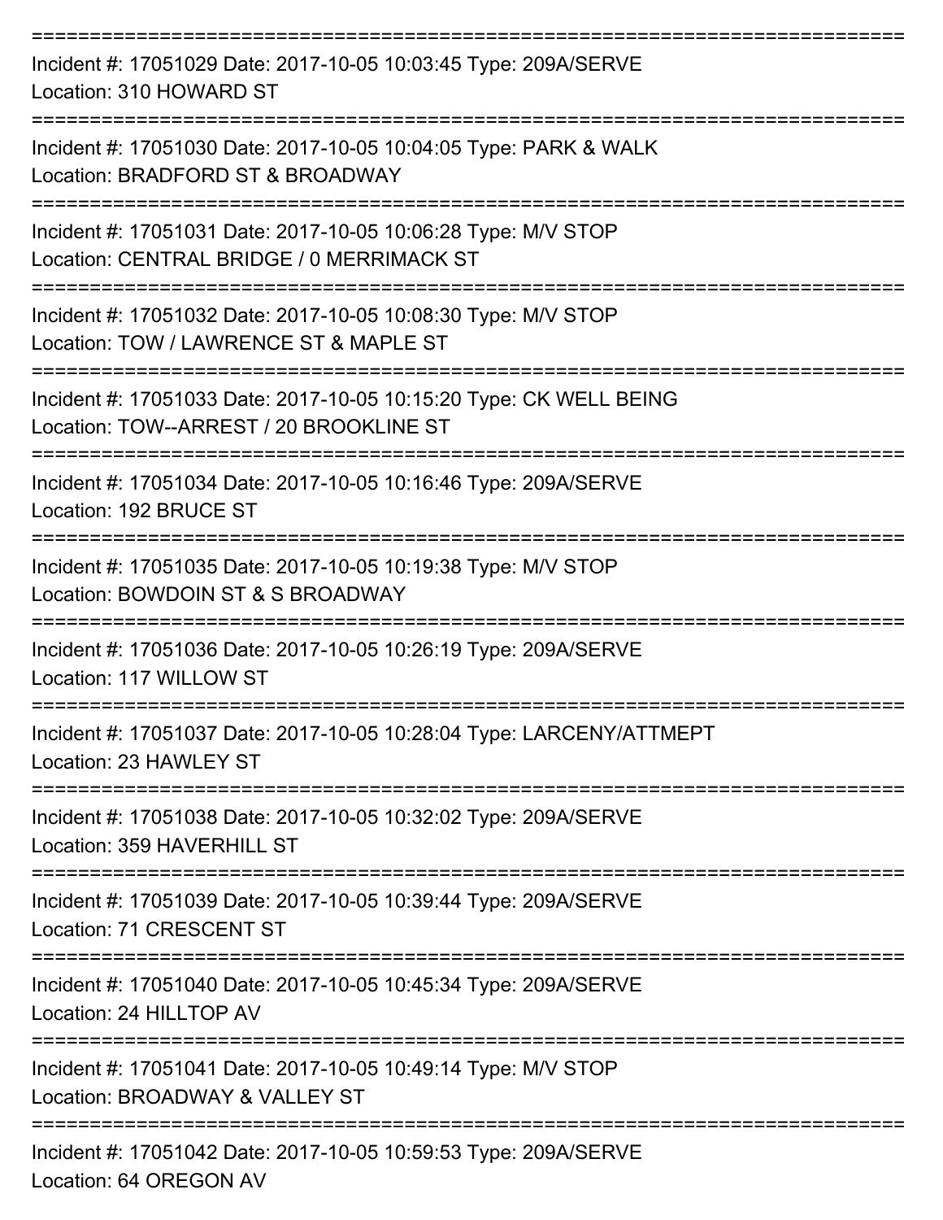===========================================================================

Incident #: 17051029 Date: 2017-10-05 10:03:45 Type: 209A/SERVE
Location: 310 HOWARD ST

===========================================================================

Incident #: 17051030 Date: 2017-10-05 10:04:05 Type: PARK & WALK
Location: BRADFORD ST & BROADWAY

===========================================================================

Incident #: 17051031 Date: 2017-10-05 10:06:28 Type: M/V STOP
Location: CENTRAL BRIDGE / 0 MERRIMACK ST

===========================================================================

Incident #: 17051032 Date: 2017-10-05 10:08:30 Type: M/V STOP
Location: TOW / LAWRENCE ST & MAPLE ST

===========================================================================

Incident #: 17051033 Date: 2017-10-05 10:15:20 Type: CK WELL BEING
Location: TOW--ARREST / 20 BROOKLINE ST

===========================================================================

Incident #: 17051034 Date: 2017-10-05 10:16:46 Type: 209A/SERVE
Location: 192 BRUCE ST

===========================================================================

Incident #: 17051035 Date: 2017-10-05 10:19:38 Type: M/V STOP
Location: BOWDOIN ST & S BROADWAY

===========================================================================

Incident #: 17051036 Date: 2017-10-05 10:26:19 Type: 209A/SERVE
Location: 117 WILLOW ST

===========================================================================

Incident #: 17051037 Date: 2017-10-05 10:28:04 Type: LARCENY/ATTMEPT
Location: 23 HAWLEY ST

===========================================================================

Incident #: 17051038 Date: 2017-10-05 10:32:02 Type: 209A/SERVE
Location: 359 HAVERHILL ST

===========================================================================

Incident #: 17051039 Date: 2017-10-05 10:39:44 Type: 209A/SERVE
Location: 71 CRESCENT ST

===========================================================================

Incident #: 17051040 Date: 2017-10-05 10:45:34 Type: 209A/SERVE
Location: 24 HILLTOP AV

===========================================================================

Incident #: 17051041 Date: 2017-10-05 10:49:14 Type: M/V STOP
Location: BROADWAY & VALLEY ST

===========================================================================

Incident #: 17051042 Date: 2017-10-05 10:59:53 Type: 209A/SERVE
Location: 64 OREGON AV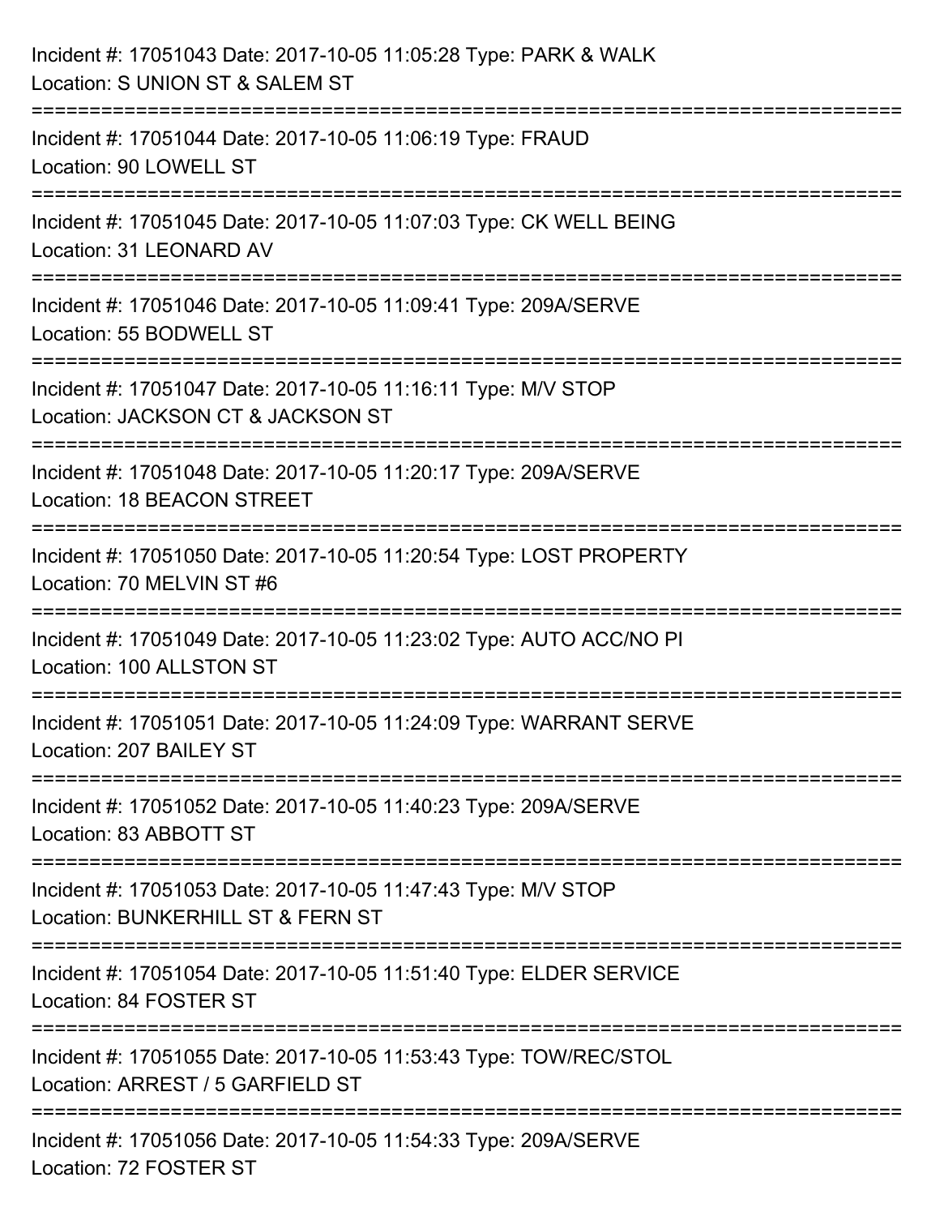Incident #: 17051043 Date: 2017-10-05 11:05:28 Type: PARK & WALK
Location: S UNION ST & SALEM ST

===========================================================================

Incident #: 17051044 Date: 2017-10-05 11:06:19 Type: FRAUD
Location: 90 LOWELL ST

===========================================================================

Incident #: 17051045 Date: 2017-10-05 11:07:03 Type: CK WELL BEING
Location: 31 LEONARD AV

===========================================================================

Incident #: 17051046 Date: 2017-10-05 11:09:41 Type: 209A/SERVE
Location: 55 BODWELL ST

===========================================================================

Incident #: 17051047 Date: 2017-10-05 11:16:11 Type: M/V STOP
Location: JACKSON CT & JACKSON ST

===========================================================================

Incident #: 17051048 Date: 2017-10-05 11:20:17 Type: 209A/SERVE
Location: 18 BEACON STREET

===========================================================================

Incident #: 17051050 Date: 2017-10-05 11:20:54 Type: LOST PROPERTY
Location: 70 MELVIN ST #6

===========================================================================

Incident #: 17051049 Date: 2017-10-05 11:23:02 Type: AUTO ACC/NO PI
Location: 100 ALLSTON ST

===========================================================================

Incident #: 17051051 Date: 2017-10-05 11:24:09 Type: WARRANT SERVE
Location: 207 BAILEY ST

===========================================================================

Incident #: 17051052 Date: 2017-10-05 11:40:23 Type: 209A/SERVE
Location: 83 ABBOTT ST

===========================================================================

Incident #: 17051053 Date: 2017-10-05 11:47:43 Type: M/V STOP
Location: BUNKERHILL ST & FERN ST

===========================================================================

Incident #: 17051054 Date: 2017-10-05 11:51:40 Type: ELDER SERVICE
Location: 84 FOSTER ST

===========================================================================

Incident #: 17051055 Date: 2017-10-05 11:53:43 Type: TOW/REC/STOL
Location: ARREST / 5 GARFIELD ST

===========================================================================

Incident #: 17051056 Date: 2017-10-05 11:54:33 Type: 209A/SERVE
Location: 72 FOSTER ST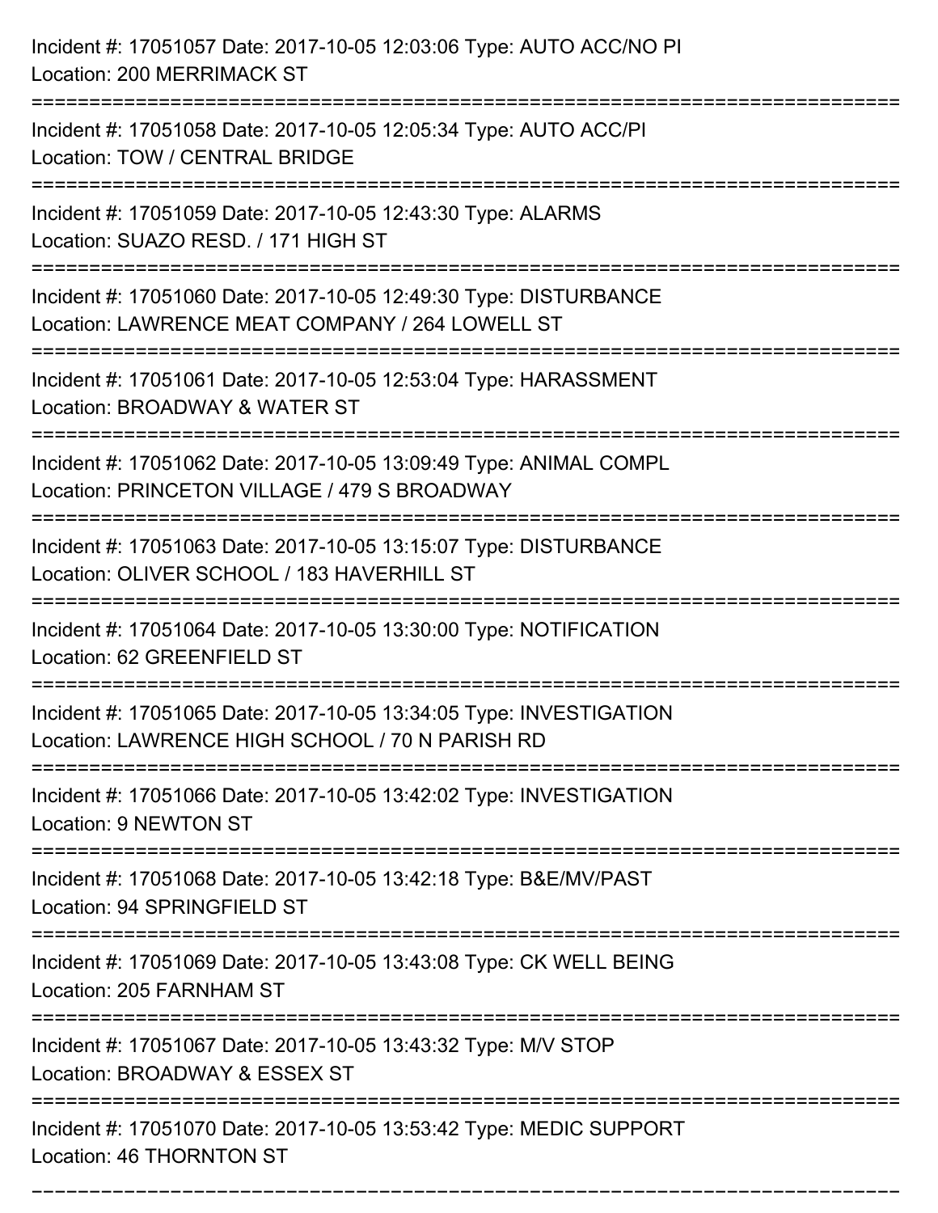Incident #: 17051057 Date: 2017-10-05 12:03:06 Type: AUTO ACC/NO PI
Location: 200 MERRIMACK ST

===========================================================================

Incident #: 17051058 Date: 2017-10-05 12:05:34 Type: AUTO ACC/PI
Location: TOW / CENTRAL BRIDGE

===========================================================================

Incident #: 17051059 Date: 2017-10-05 12:43:30 Type: ALARMS
Location: SUAZO RESD. / 171 HIGH ST

===========================================================================

Incident #: 17051060 Date: 2017-10-05 12:49:30 Type: DISTURBANCE
Location: LAWRENCE MEAT COMPANY / 264 LOWELL ST

===========================================================================

Incident #: 17051061 Date: 2017-10-05 12:53:04 Type: HARASSMENT
Location: BROADWAY & WATER ST

===========================================================================

Incident #: 17051062 Date: 2017-10-05 13:09:49 Type: ANIMAL COMPL
Location: PRINCETON VILLAGE / 479 S BROADWAY

===========================================================================

Incident #: 17051063 Date: 2017-10-05 13:15:07 Type: DISTURBANCE
Location: OLIVER SCHOOL / 183 HAVERHILL ST

===========================================================================

Incident #: 17051064 Date: 2017-10-05 13:30:00 Type: NOTIFICATION
Location: 62 GREENFIELD ST

===========================================================================

Incident #: 17051065 Date: 2017-10-05 13:34:05 Type: INVESTIGATION
Location: LAWRENCE HIGH SCHOOL / 70 N PARISH RD

===========================================================================

Incident #: 17051066 Date: 2017-10-05 13:42:02 Type: INVESTIGATION
Location: 9 NEWTON ST

===========================================================================

Incident #: 17051068 Date: 2017-10-05 13:42:18 Type: B&E/MV/PAST
Location: 94 SPRINGFIELD ST

===========================================================================

Incident #: 17051069 Date: 2017-10-05 13:43:08 Type: CK WELL BEING
Location: 205 FARNHAM ST

===========================================================================

Incident #: 17051067 Date: 2017-10-05 13:43:32 Type: M/V STOP
Location: BROADWAY & ESSEX ST

===========================================================================

Incident #: 17051070 Date: 2017-10-05 13:53:42 Type: MEDIC SUPPORT
Location: 46 THORNTON ST

===========================================================================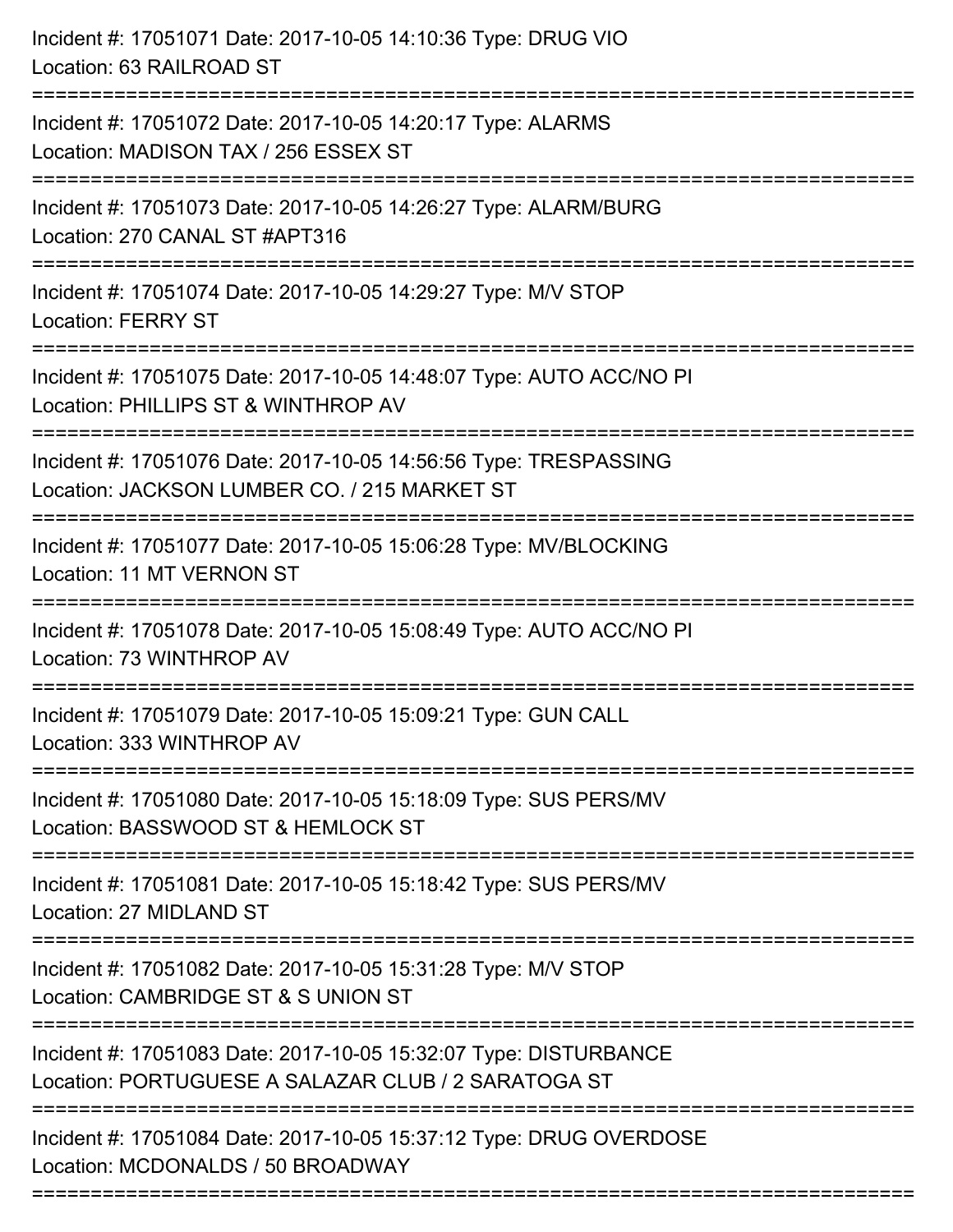Incident #: 17051071 Date: 2017-10-05 14:10:36 Type: DRUG VIO
Location: 63 RAILROAD ST

===========================================================================

Incident #: 17051072 Date: 2017-10-05 14:20:17 Type: ALARMS
Location: MADISON TAX / 256 ESSEX ST

===========================================================================

Incident #: 17051073 Date: 2017-10-05 14:26:27 Type: ALARM/BURG
Location: 270 CANAL ST #APT316

===========================================================================

Incident #: 17051074 Date: 2017-10-05 14:29:27 Type: M/V STOP
Location: FERRY ST

===========================================================================

Incident #: 17051075 Date: 2017-10-05 14:48:07 Type: AUTO ACC/NO PI
Location: PHILLIPS ST & WINTHROP AV

===========================================================================

Incident #: 17051076 Date: 2017-10-05 14:56:56 Type: TRESPASSING
Location: JACKSON LUMBER CO. / 215 MARKET ST

===========================================================================

Incident #: 17051077 Date: 2017-10-05 15:06:28 Type: MV/BLOCKING
Location: 11 MT VERNON ST

===========================================================================

Incident #: 17051078 Date: 2017-10-05 15:08:49 Type: AUTO ACC/NO PI
Location: 73 WINTHROP AV

===========================================================================

Incident #: 17051079 Date: 2017-10-05 15:09:21 Type: GUN CALL
Location: 333 WINTHROP AV

===========================================================================

Incident #: 17051080 Date: 2017-10-05 15:18:09 Type: SUS PERS/MV
Location: BASSWOOD ST & HEMLOCK ST

===========================================================================

Incident #: 17051081 Date: 2017-10-05 15:18:42 Type: SUS PERS/MV
Location: 27 MIDLAND ST

===========================================================================

Incident #: 17051082 Date: 2017-10-05 15:31:28 Type: M/V STOP
Location: CAMBRIDGE ST & S UNION ST

===========================================================================

Incident #: 17051083 Date: 2017-10-05 15:32:07 Type: DISTURBANCE
Location: PORTUGUESE A SALAZAR CLUB / 2 SARATOGA ST

===========================================================================

Incident #: 17051084 Date: 2017-10-05 15:37:12 Type: DRUG OVERDOSE
Location: MCDONALDS / 50 BROADWAY

===========================================================================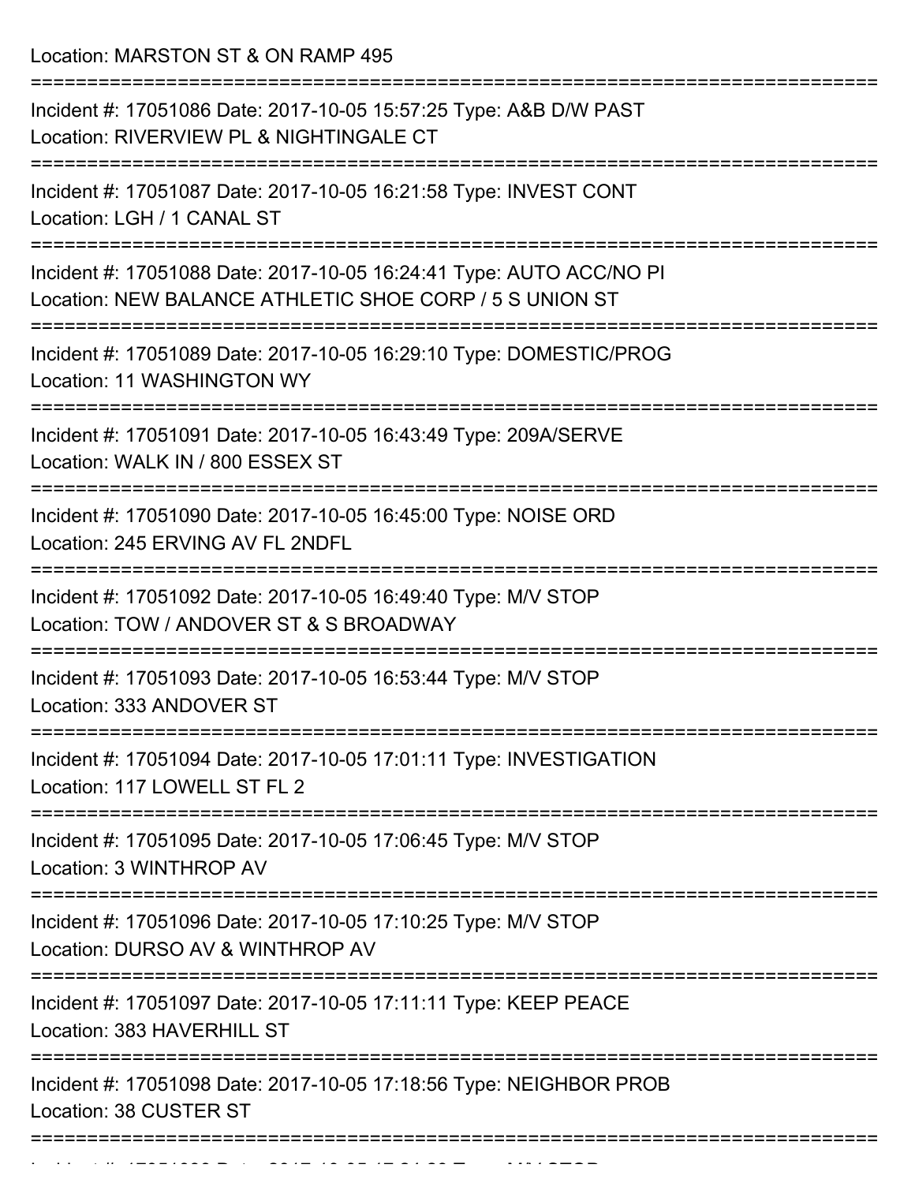Location: MARSTON ST & ON RAMP 495

===========================================================================

Incident #: 17051086 Date: 2017-10-05 15:57:25 Type: A&B D/W PAST
Location: RIVERVIEW PL & NIGHTINGALE CT

===========================================================================

Incident #: 17051087 Date: 2017-10-05 16:21:58 Type: INVEST CONT
Location: LGH / 1 CANAL ST

===========================================================================

Incident #: 17051088 Date: 2017-10-05 16:24:41 Type: AUTO ACC/NO PI
Location: NEW BALANCE ATHLETIC SHOE CORP / 5 S UNION ST

===========================================================================

Incident #: 17051089 Date: 2017-10-05 16:29:10 Type: DOMESTIC/PROG
Location: 11 WASHINGTON WY

===========================================================================

Incident #: 17051091 Date: 2017-10-05 16:43:49 Type: 209A/SERVE
Location: WALK IN / 800 ESSEX ST

===========================================================================

Incident #: 17051090 Date: 2017-10-05 16:45:00 Type: NOISE ORD
Location: 245 ERVING AV FL 2NDFL

===========================================================================

Incident #: 17051092 Date: 2017-10-05 16:49:40 Type: M/V STOP
Location: TOW / ANDOVER ST & S BROADWAY

===========================================================================

Incident #: 17051093 Date: 2017-10-05 16:53:44 Type: M/V STOP
Location: 333 ANDOVER ST

===========================================================================

Incident #: 17051094 Date: 2017-10-05 17:01:11 Type: INVESTIGATION
Location: 117 LOWELL ST FL 2

===========================================================================

Incident #: 17051095 Date: 2017-10-05 17:06:45 Type: M/V STOP
Location: 3 WINTHROP AV

===========================================================================

Incident #: 17051096 Date: 2017-10-05 17:10:25 Type: M/V STOP
Location: DURSO AV & WINTHROP AV

===========================================================================

Incident #: 17051097 Date: 2017-10-05 17:11:11 Type: KEEP PEACE
Location: 383 HAVERHILL ST

===========================================================================

Incident #: 17051098 Date: 2017-10-05 17:18:56 Type: NEIGHBOR PROB
Location: 38 CUSTER ST

===========================================================================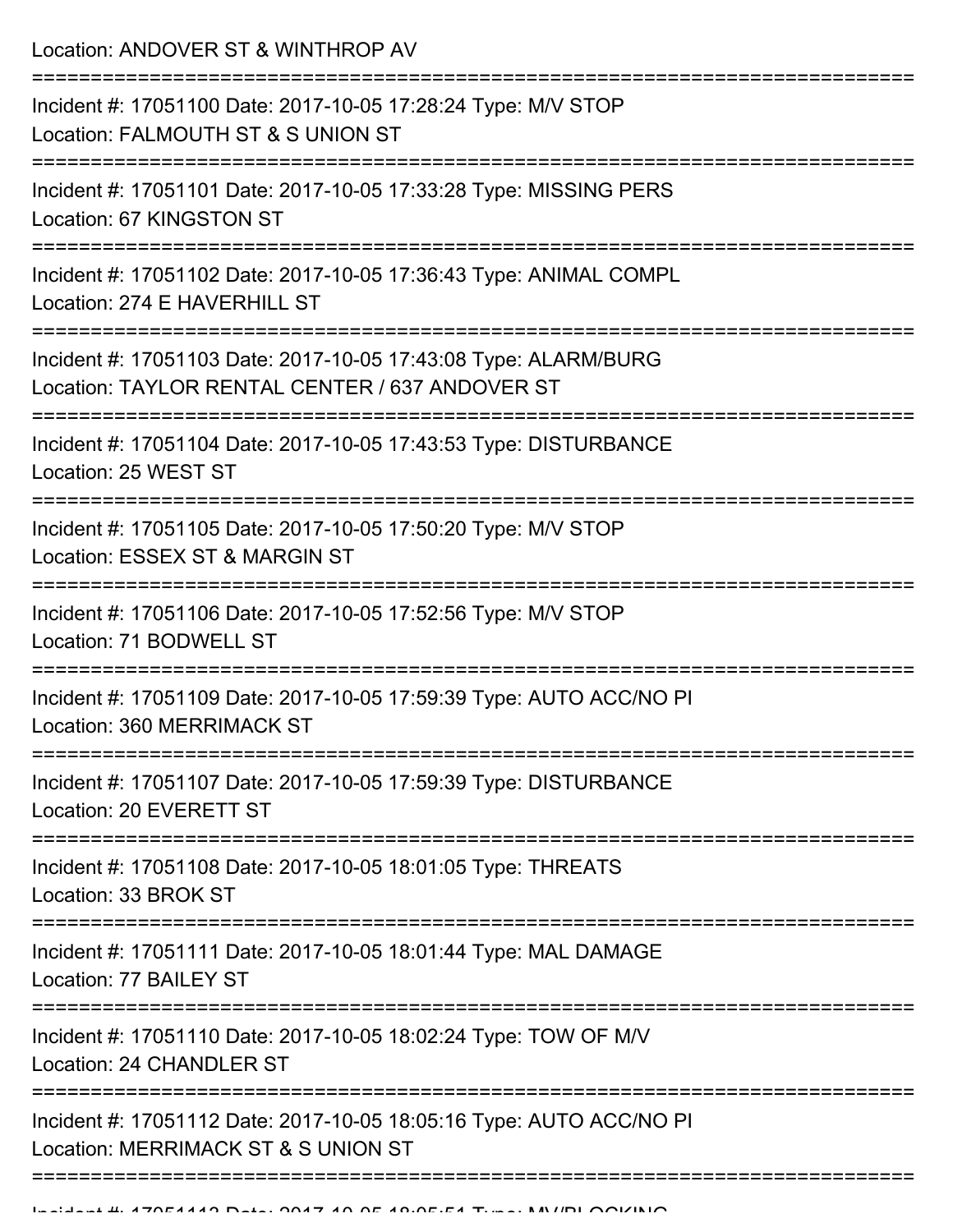Location: ANDOVER ST & WINTHROP AV

===========================================================================

Incident #: 17051100 Date: 2017-10-05 17:28:24 Type: M/V STOP
Location: FALMOUTH ST & S UNION ST

===========================================================================

Incident #: 17051101 Date: 2017-10-05 17:33:28 Type: MISSING PERS
Location: 67 KINGSTON ST

===========================================================================

Incident #: 17051102 Date: 2017-10-05 17:36:43 Type: ANIMAL COMPL
Location: 274 E HAVERHILL ST

===========================================================================

Incident #: 17051103 Date: 2017-10-05 17:43:08 Type: ALARM/BURG
Location: TAYLOR RENTAL CENTER / 637 ANDOVER ST

===========================================================================

Incident #: 17051104 Date: 2017-10-05 17:43:53 Type: DISTURBANCE
Location: 25 WEST ST

===========================================================================

Incident #: 17051105 Date: 2017-10-05 17:50:20 Type: M/V STOP
Location: ESSEX ST & MARGIN ST

===========================================================================

Incident #: 17051106 Date: 2017-10-05 17:52:56 Type: M/V STOP
Location: 71 BODWELL ST

===========================================================================

Incident #: 17051109 Date: 2017-10-05 17:59:39 Type: AUTO ACC/NO PI
Location: 360 MERRIMACK ST

===========================================================================

Incident #: 17051107 Date: 2017-10-05 17:59:39 Type: DISTURBANCE
Location: 20 EVERETT ST

===========================================================================

Incident #: 17051108 Date: 2017-10-05 18:01:05 Type: THREATS
Location: 33 BROK ST

===========================================================================

Incident #: 17051111 Date: 2017-10-05 18:01:44 Type: MAL DAMAGE
Location: 77 BAILEY ST

===========================================================================

Incident #: 17051110 Date: 2017-10-05 18:02:24 Type: TOW OF M/V
Location: 24 CHANDLER ST

===========================================================================

Incident #: 17051112 Date: 2017-10-05 18:05:16 Type: AUTO ACC/NO PI
Location: MERRIMACK ST & S UNION ST

===========================================================================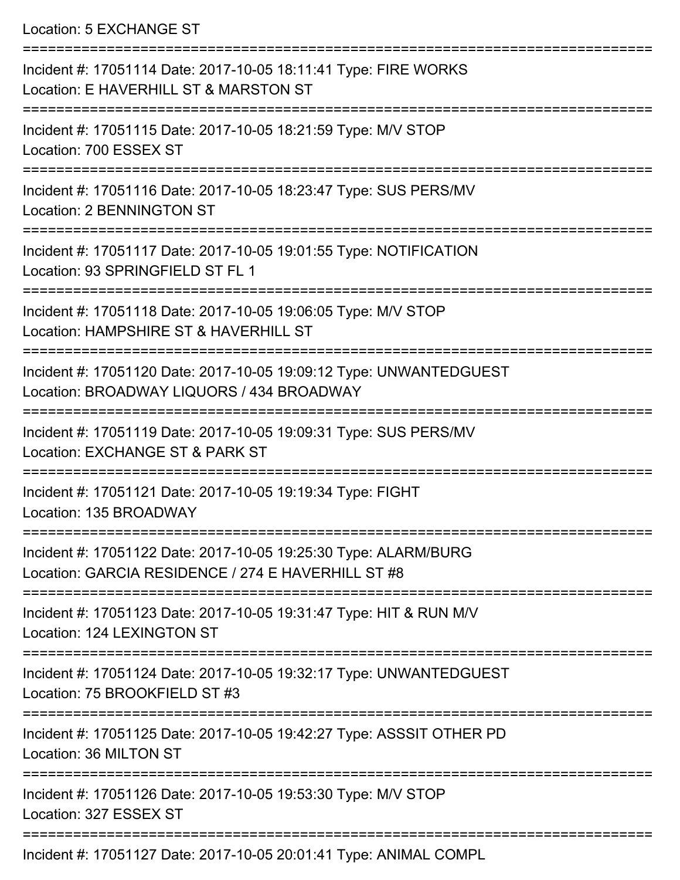Location: 5 EXCHANGE ST

===========================================================================

Incident #: 17051114 Date: 2017-10-05 18:11:41 Type: FIRE WORKS
Location: E HAVERHILL ST & MARSTON ST

===========================================================================

Incident #: 17051115 Date: 2017-10-05 18:21:59 Type: M/V STOP
Location: 700 ESSEX ST

===========================================================================

Incident #: 17051116 Date: 2017-10-05 18:23:47 Type: SUS PERS/MV
Location: 2 BENNINGTON ST

===========================================================================

Incident #: 17051117 Date: 2017-10-05 19:01:55 Type: NOTIFICATION
Location: 93 SPRINGFIELD ST FL 1

===========================================================================

Incident #: 17051118 Date: 2017-10-05 19:06:05 Type: M/V STOP
Location: HAMPSHIRE ST & HAVERHILL ST

===========================================================================

Incident #: 17051120 Date: 2017-10-05 19:09:12 Type: UNWANTEDGUEST
Location: BROADWAY LIQUORS / 434 BROADWAY

===========================================================================

Incident #: 17051119 Date: 2017-10-05 19:09:31 Type: SUS PERS/MV
Location: EXCHANGE ST & PARK ST

===========================================================================

Incident #: 17051121 Date: 2017-10-05 19:19:34 Type: FIGHT
Location: 135 BROADWAY

===========================================================================

Incident #: 17051122 Date: 2017-10-05 19:25:30 Type: ALARM/BURG
Location: GARCIA RESIDENCE / 274 E HAVERHILL ST #8

===========================================================================

Incident #: 17051123 Date: 2017-10-05 19:31:47 Type: HIT & RUN M/V
Location: 124 LEXINGTON ST

===========================================================================

Incident #: 17051124 Date: 2017-10-05 19:32:17 Type: UNWANTEDGUEST
Location: 75 BROOKFIELD ST #3

===========================================================================

Incident #: 17051125 Date: 2017-10-05 19:42:27 Type: ASSSIT OTHER PD
Location: 36 MILTON ST

===========================================================================

Incident #: 17051126 Date: 2017-10-05 19:53:30 Type: M/V STOP
Location: 327 ESSEX ST

===========================================================================

Incident #: 17051127 Date: 2017-10-05 20:01:41 Type: ANIMAL COMPL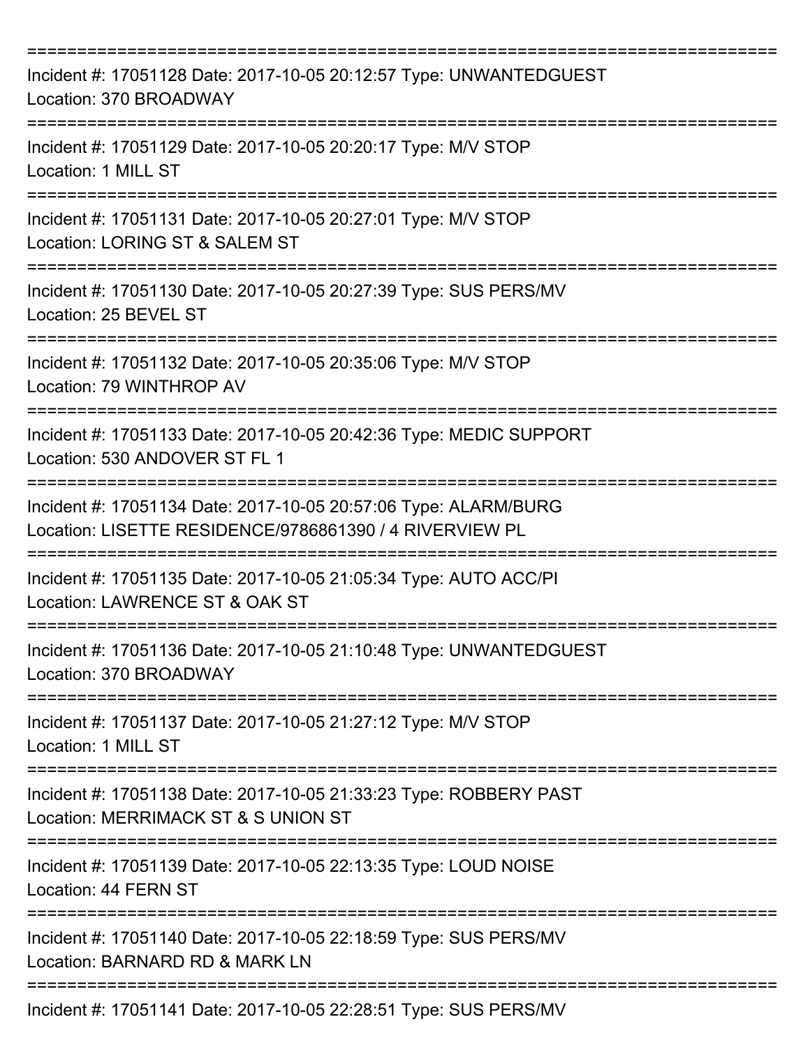===========================================================================

Incident #: 17051128 Date: 2017-10-05 20:12:57 Type: UNWANTEDGUEST
Location: 370 BROADWAY

===========================================================================

Incident #: 17051129 Date: 2017-10-05 20:20:17 Type: M/V STOP
Location: 1 MILL ST

===========================================================================

Incident #: 17051131 Date: 2017-10-05 20:27:01 Type: M/V STOP
Location: LORING ST & SALEM ST

===========================================================================

Incident #: 17051130 Date: 2017-10-05 20:27:39 Type: SUS PERS/MV
Location: 25 BEVEL ST

===========================================================================

Incident #: 17051132 Date: 2017-10-05 20:35:06 Type: M/V STOP
Location: 79 WINTHROP AV

===========================================================================

Incident #: 17051133 Date: 2017-10-05 20:42:36 Type: MEDIC SUPPORT
Location: 530 ANDOVER ST FL 1

===========================================================================

Incident #: 17051134 Date: 2017-10-05 20:57:06 Type: ALARM/BURG
Location: LISETTE RESIDENCE/9786861390 / 4 RIVERVIEW PL

===========================================================================

Incident #: 17051135 Date: 2017-10-05 21:05:34 Type: AUTO ACC/PI
Location: LAWRENCE ST & OAK ST

===========================================================================

Incident #: 17051136 Date: 2017-10-05 21:10:48 Type: UNWANTEDGUEST
Location: 370 BROADWAY

===========================================================================

Incident #: 17051137 Date: 2017-10-05 21:27:12 Type: M/V STOP
Location: 1 MILL ST

===========================================================================

Incident #: 17051138 Date: 2017-10-05 21:33:23 Type: ROBBERY PAST
Location: MERRIMACK ST & S UNION ST

===========================================================================

Incident #: 17051139 Date: 2017-10-05 22:13:35 Type: LOUD NOISE
Location: 44 FERN ST

===========================================================================

Incident #: 17051140 Date: 2017-10-05 22:18:59 Type: SUS PERS/MV
Location: BARNARD RD & MARK LN

===========================================================================

Incident #: 17051141 Date: 2017-10-05 22:28:51 Type: SUS PERS/MV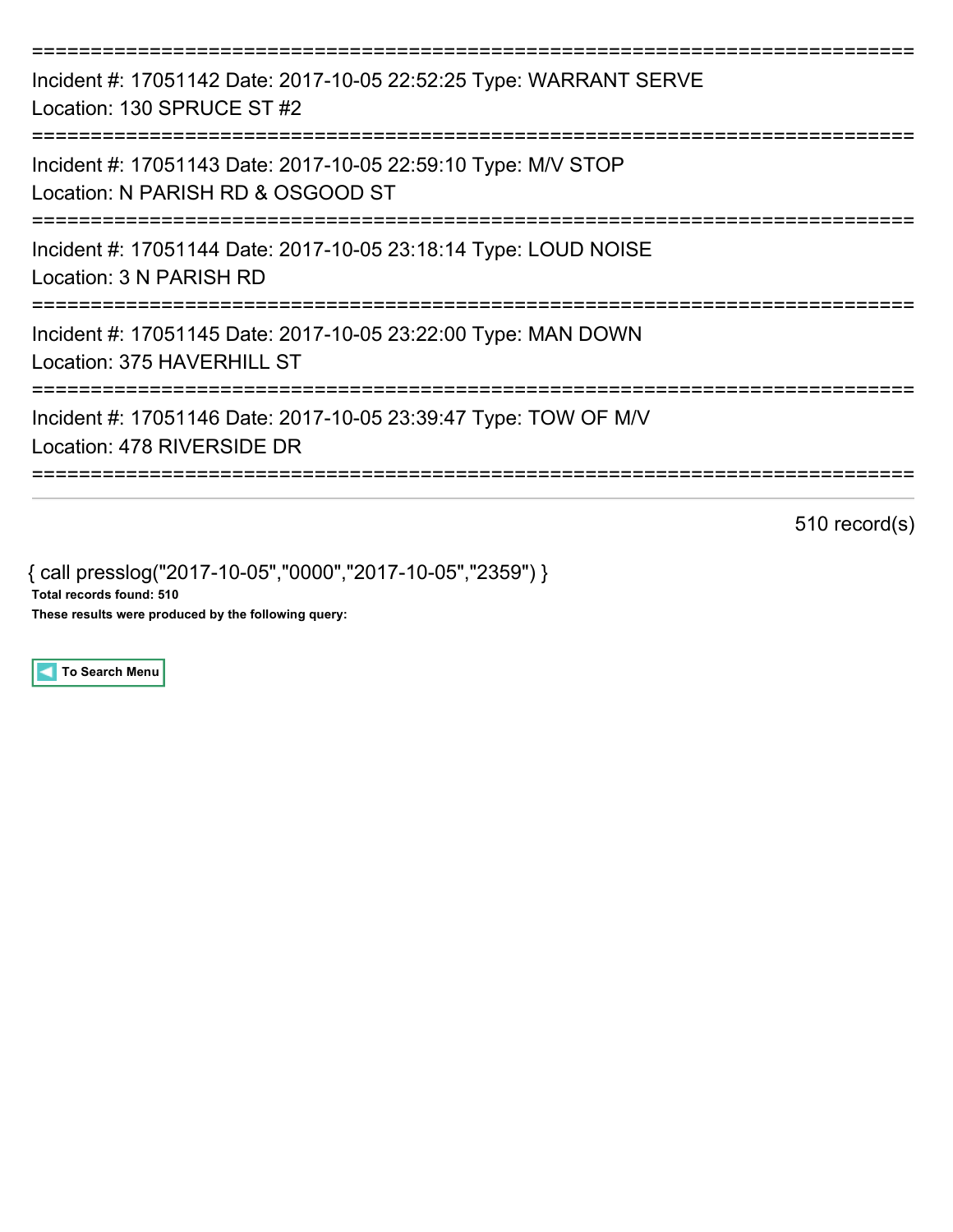===========================================================================

Incident #: 17051142 Date: 2017-10-05 22:52:25 Type: WARRANT SERVE

Location: 130 SPRUCE ST #2

===========================================================================

Incident #: 17051143 Date: 2017-10-05 22:59:10 Type: M/V STOP

Location: N PARISH RD & OSGOOD ST

===========================================================================

Incident #: 17051144 Date: 2017-10-05 23:18:14 Type: LOUD NOISE

Location: 3 N PARISH RD

===========================================================================

Incident #: 17051145 Date: 2017-10-05 23:22:00 Type: MAN DOWN

Location: 375 HAVERHILL ST

===========================================================================

Incident #: 17051146 Date: 2017-10-05 23:39:47 Type: TOW OF M/V

Location: 478 RIVERSIDE DR

===========================================================================

510 record(s)

{ call presslog("2017-10-05","0000","2017-10-05","2359") }

**Total records found: 510**

**These results were produced by the following query:**

**To Search Menu**